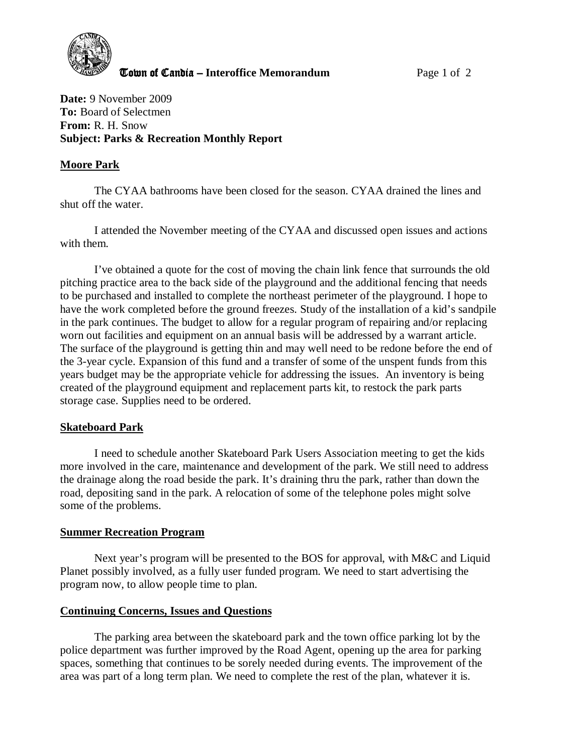**Town of Candia – Interoffice Memorandum**

**Date:** 9 November 2009
**To:** Board of Selectmen
**From:** R. H. Snow
**Subject: Parks & Recreation Monthly Report**

**Moore Park**

The CYAA bathrooms have been closed for the season. CYAA drained the lines and shut off the water.

I attended the November meeting of the CYAA and discussed open issues and actions with them.

I've obtained a quote for the cost of moving the chain link fence that surrounds the old pitching practice area to the back side of the playground and the additional fencing that needs to be purchased and installed to complete the northeast perimeter of the playground. I hope to have the work completed before the ground freezes. Study of the installation of a kid's sandpile in the park continues. The budget to allow for a regular program of repairing and/or replacing worn out facilities and equipment on an annual basis will be addressed by a warrant article. The surface of the playground is getting thin and may well need to be redone before the end of the 3-year cycle. Expansion of this fund and a transfer of some of the unspent funds from this years budget may be the appropriate vehicle for addressing the issues. An inventory is being created of the playground equipment and replacement parts kit, to restock the park parts storage case. Supplies need to be ordered.

**Skateboard Park**

I need to schedule another Skateboard Park Users Association meeting to get the kids more involved in the care, maintenance and development of the park. We still need to address the drainage along the road beside the park. It's draining thru the park, rather than down the road, depositing sand in the park. A relocation of some of the telephone poles might solve some of the problems.

**Summer Recreation Program**

Next year's program will be presented to the BOS for approval, with M&C and Liquid Planet possibly involved, as a fully user funded program. We need to start advertising the program now, to allow people time to plan.

**Continuing Concerns, Issues and Questions**

The parking area between the skateboard park and the town office parking lot by the police department was further improved by the Road Agent, opening up the area for parking spaces, something that continues to be sorely needed during events. The improvement of the area was part of a long term plan. We need to complete the rest of the plan, whatever it is.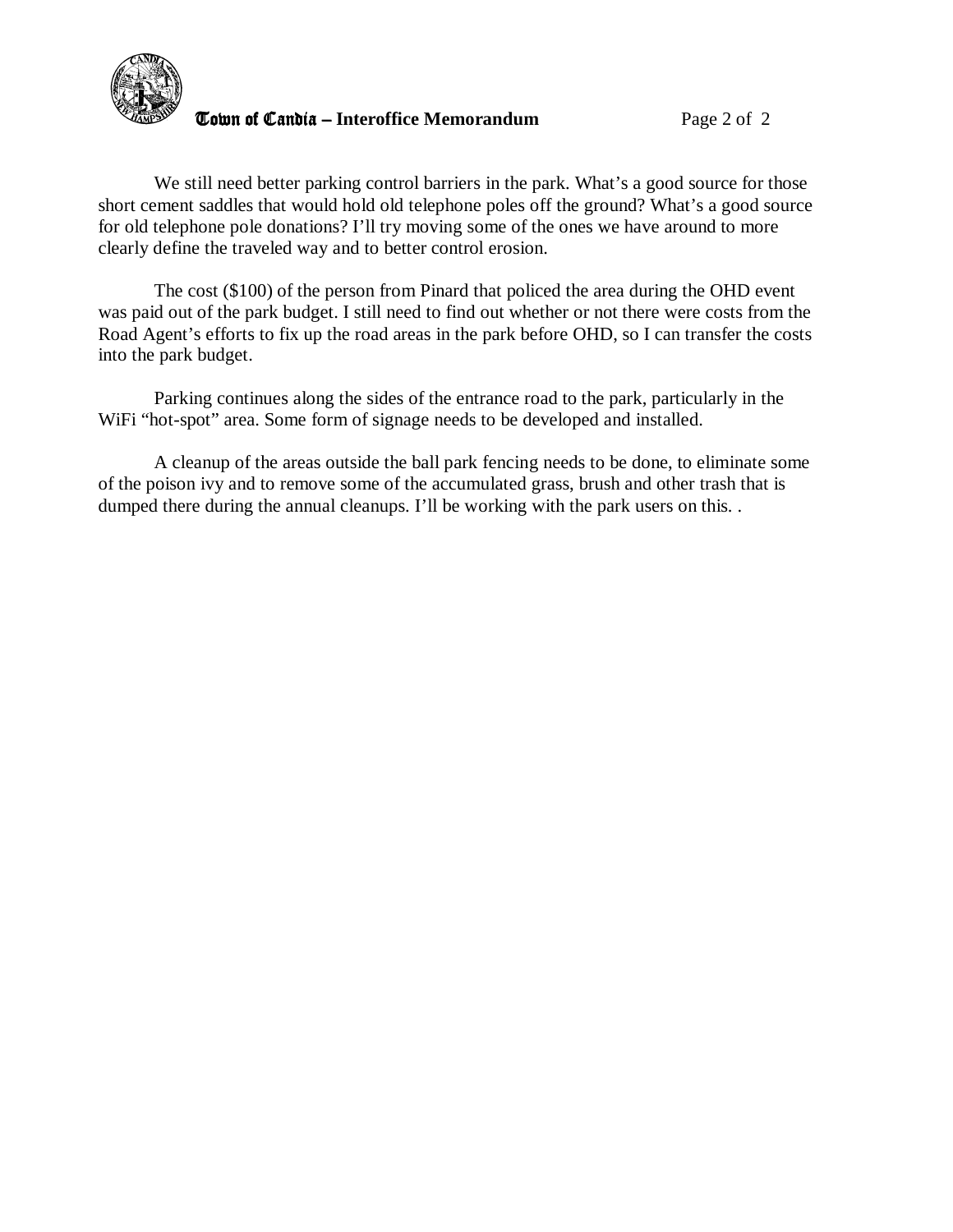We still need better parking control barriers in the park. What's a good source for those short cement saddles that would hold old telephone poles off the ground? What's a good source for old telephone pole donations? I'll try moving some of the ones we have around to more clearly define the traveled way and to better control erosion.

The cost ($100) of the person from Pinard that policed the area during the OHD event was paid out of the park budget. I still need to find out whether or not there were costs from the Road Agent's efforts to fix up the road areas in the park before OHD, so I can transfer the costs into the park budget.

Parking continues along the sides of the entrance road to the park, particularly in the WiFi "hot-spot" area. Some form of signage needs to be developed and installed.

A cleanup of the areas outside the ball park fencing needs to be done, to eliminate some of the poison ivy and to remove some of the accumulated grass, brush and other trash that is dumped there during the annual cleanups. I'll be working with the park users on this. .